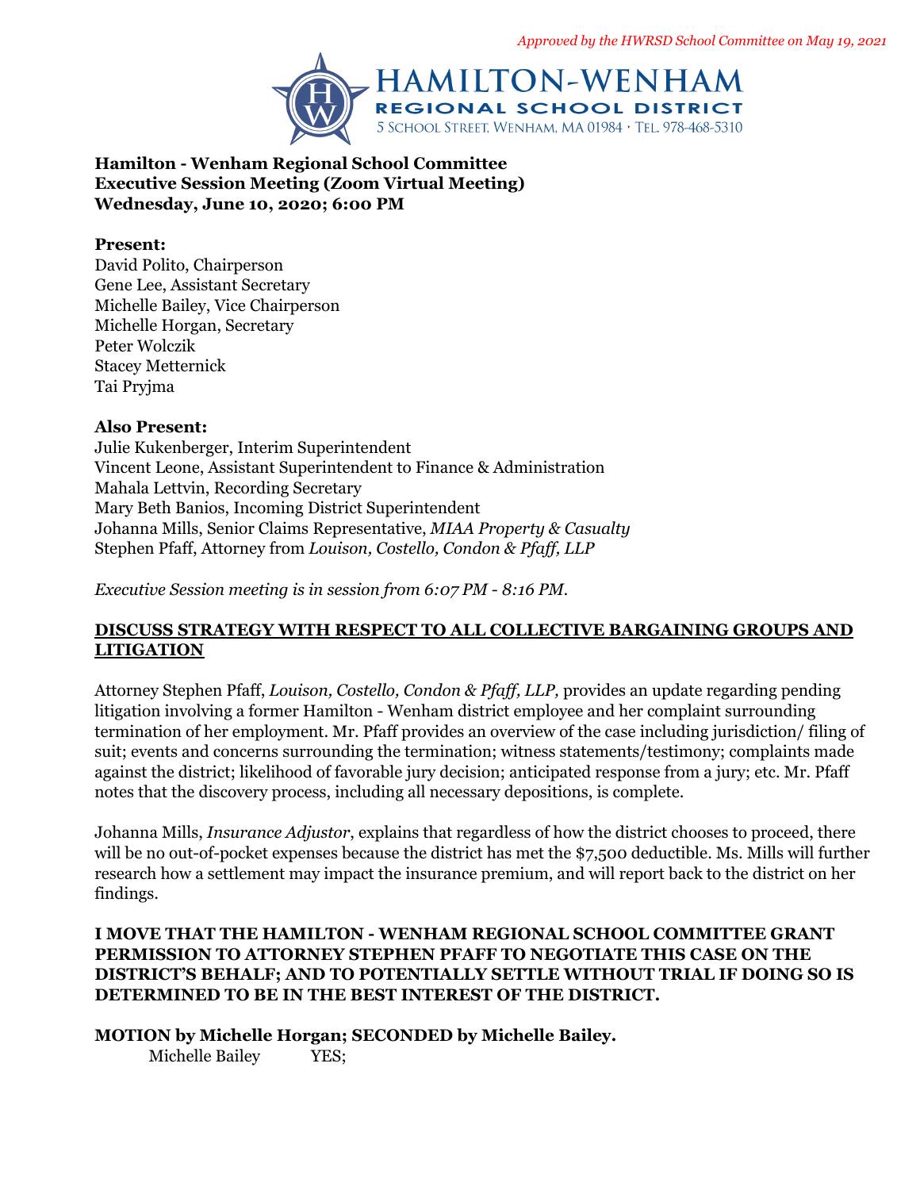*Approved by the HWRSD School Committee on May 19, 2021*

HAMILTON-WENHAM
REGIONAL SCHOOL DISTRICT
5 School Street, Wenham, MA 01984 · Tel. 978-468-5310

**Hamilton - Wenham Regional School Committee**
**Executive Session Meeting (Zoom Virtual Meeting)**
**Wednesday, June 10, 2020; 6:00 PM**

**Present:**
David Polito, Chairperson
Gene Lee, Assistant Secretary
Michelle Bailey, Vice Chairperson
Michelle Horgan, Secretary
Peter Wolczik
Stacey Metternick
Tai Pryjma

**Also Present:**
Julie Kukenberger, Interim Superintendent
Vincent Leone, Assistant Superintendent to Finance & Administration
Mahala Lettvin, Recording Secretary
Mary Beth Banios, Incoming District Superintendent
Johanna Mills, Senior Claims Representative, *MIAA Property & Casualty*
Stephen Pfaff, Attorney from *Louison, Costello, Condon & Pfaff, LLP*

*Executive Session meeting is in session from 6:07 PM - 8:16 PM.*

**DISCUSS STRATEGY WITH RESPECT TO ALL COLLECTIVE BARGAINING GROUPS AND LITIGATION**

Attorney Stephen Pfaff, *Louison, Costello, Condon & Pfaff, LLP,* provides an update regarding pending litigation involving a former Hamilton - Wenham district employee and her complaint surrounding termination of her employment. Mr. Pfaff provides an overview of the case including jurisdiction/ filing of suit; events and concerns surrounding the termination; witness statements/testimony; complaints made against the district; likelihood of favorable jury decision; anticipated response from a jury; etc. Mr. Pfaff notes that the discovery process, including all necessary depositions, is complete.

Johanna Mills, *Insurance Adjustor*, explains that regardless of how the district chooses to proceed, there will be no out-of-pocket expenses because the district has met the $7,500 deductible. Ms. Mills will further research how a settlement may impact the insurance premium, and will report back to the district on her findings.

**I MOVE THAT THE HAMILTON - WENHAM REGIONAL SCHOOL COMMITTEE GRANT PERMISSION TO ATTORNEY STEPHEN PFAFF TO NEGOTIATE THIS CASE ON THE DISTRICT'S BEHALF; AND TO POTENTIALLY SETTLE WITHOUT TRIAL IF DOING SO IS DETERMINED TO BE IN THE BEST INTEREST OF THE DISTRICT.**

**MOTION by Michelle Horgan; SECONDED by Michelle Bailey.**

Michelle Bailey YES;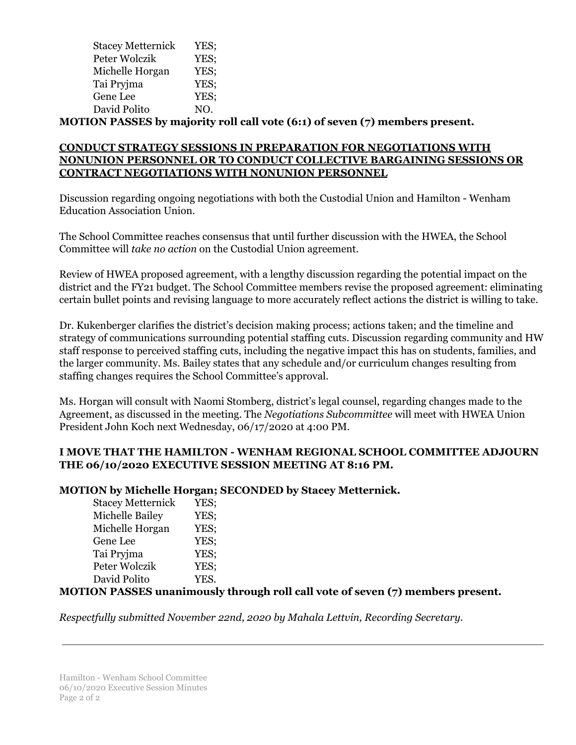Stacey Metternick YES;
Peter Wolczik YES;
Michelle Horgan YES;
Tai Pryjma YES;
Gene Lee YES;
David Polito NO.

**MOTION PASSES by majority roll call vote (6:1) of seven (7) members present.**

**CONDUCT STRATEGY SESSIONS IN PREPARATION FOR NEGOTIATIONS WITH NONUNION PERSONNEL OR TO CONDUCT COLLECTIVE BARGAINING SESSIONS OR CONTRACT NEGOTIATIONS WITH NONUNION PERSONNEL**

Discussion regarding ongoing negotiations with both the Custodial Union and Hamilton - Wenham Education Association Union.

The School Committee reaches consensus that until further discussion with the HWEA, the School Committee will *take no action* on the Custodial Union agreement.

Review of HWEA proposed agreement, with a lengthy discussion regarding the potential impact on the district and the FY21 budget. The School Committee members revise the proposed agreement: eliminating certain bullet points and revising language to more accurately reflect actions the district is willing to take.

Dr. Kukenberger clarifies the district's decision making process; actions taken; and the timeline and strategy of communications surrounding potential staffing cuts. Discussion regarding community and HW staff response to perceived staffing cuts, including the negative impact this has on students, families, and the larger community. Ms. Bailey states that any schedule and/or curriculum changes resulting from staffing changes requires the School Committee's approval.

Ms. Horgan will consult with Naomi Stomberg, district's legal counsel, regarding changes made to the Agreement, as discussed in the meeting. The *Negotiations Subcommittee* will meet with HWEA Union President John Koch next Wednesday, 06/17/2020 at 4:00 PM.

**I MOVE THAT THE HAMILTON - WENHAM REGIONAL SCHOOL COMMITTEE ADJOURN THE 06/10/2020 EXECUTIVE SESSION MEETING AT 8:16 PM.**

**MOTION by Michelle Horgan; SECONDED by Stacey Metternick.**

Stacey Metternick YES;
Michelle Bailey YES;
Michelle Horgan YES;
Gene Lee YES;
Tai Pryjma YES;
Peter Wolczik YES;
David Polito YES.

**MOTION PASSES unanimously through roll call vote of seven (7) members present.**

*Respectfully submitted November 22nd, 2020 by Mahala Lettvin, Recording Secretary.*